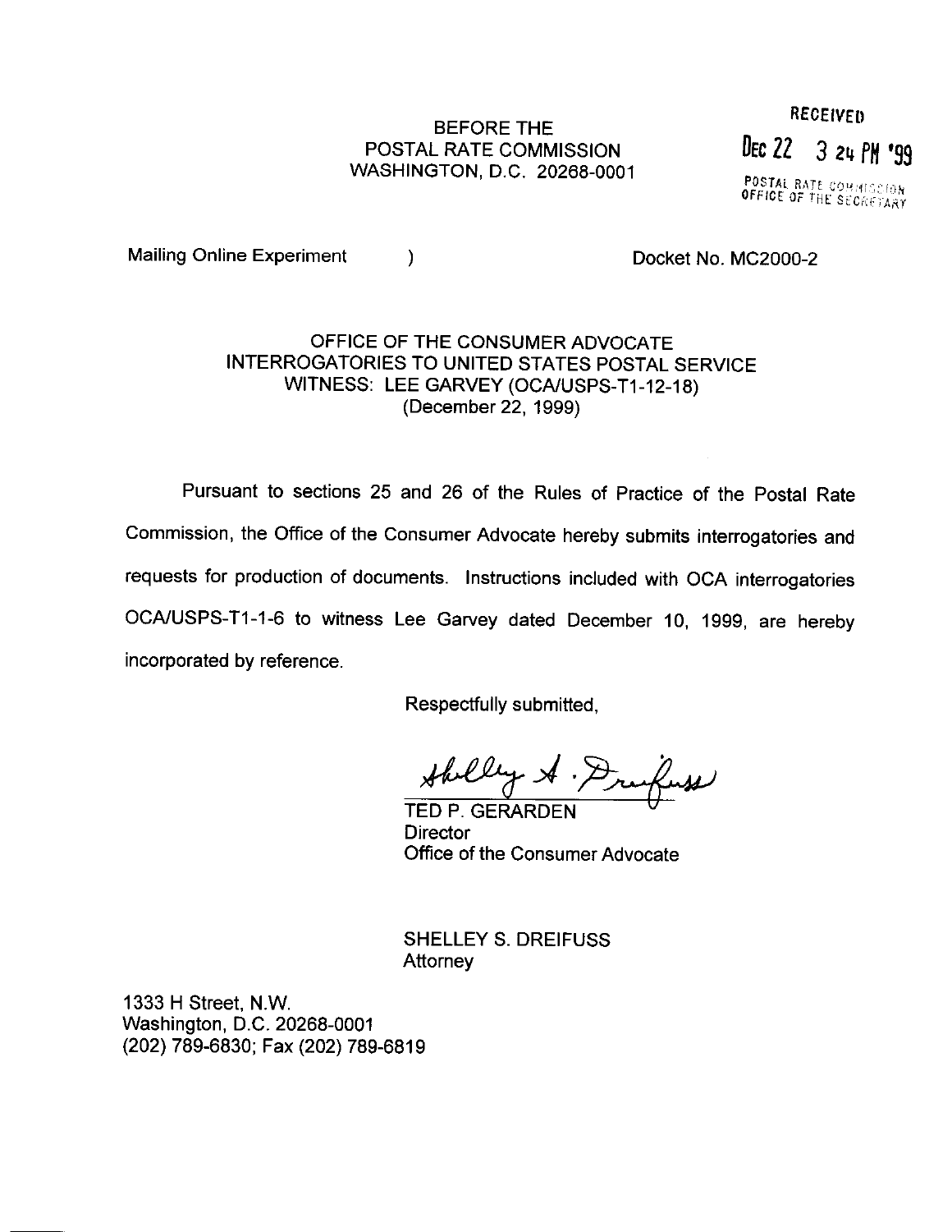BEFORE THE
POSTAL RATE COMMISSION
WASHINGTON, D.C. 20268-0001

RECEIVED
DEC 22 3 24 PM '99
POSTAL RATE COMMISSION
OFFICE OF THE SECRETARY

Mailing Online Experiment )  Docket No. MC2000-2

OFFICE OF THE CONSUMER ADVOCATE
INTERROGATORIES TO UNITED STATES POSTAL SERVICE
WITNESS: LEE GARVEY (OCA/USPS-T1-12-18)
(December 22, 1999)

Pursuant to sections 25 and 26 of the Rules of Practice of the Postal Rate Commission, the Office of the Consumer Advocate hereby submits interrogatories and requests for production of documents. Instructions included with OCA interrogatories OCA/USPS-T1-1-6 to witness Lee Garvey dated December 10, 1999, are hereby incorporated by reference.

Respectfully submitted,

Shelley A. Dreifuss

TED P. GERARDEN
Director
Office of the Consumer Advocate

SHELLEY S. DREIFUSS
Attorney

1333 H Street, N.W.
Washington, D.C. 20268-0001
(202) 789-6830; Fax (202) 789-6819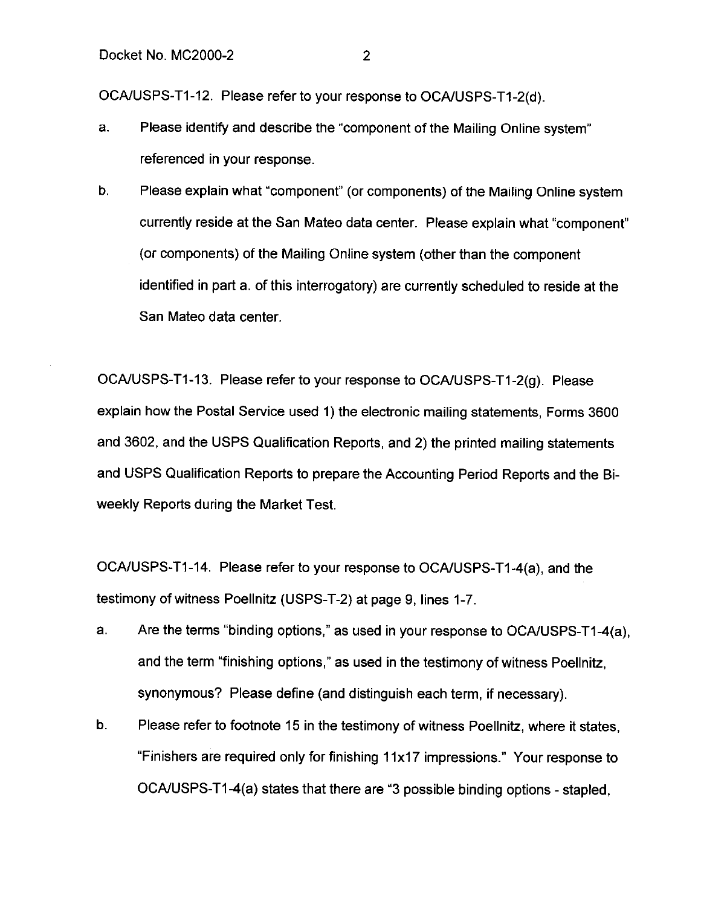OCA/USPS-T1-12. Please refer to your response to OCA/USPS-T1-2(d).

a. Please identify and describe the "component of the Mailing Online system" referenced in your response.

b. Please explain what "component" (or components) of the Mailing Online system currently reside at the San Mateo data center. Please explain what "component" (or components) of the Mailing Online system (other than the component identified in part a. of this interrogatory) are currently scheduled to reside at the San Mateo data center.

OCA/USPS-T1-13. Please refer to your response to OCA/USPS-T1-2(g). Please explain how the Postal Service used 1) the electronic mailing statements, Forms 3600 and 3602, and the USPS Qualification Reports, and 2) the printed mailing statements and USPS Qualification Reports to prepare the Accounting Period Reports and the Bi-weekly Reports during the Market Test.

OCA/USPS-T1-14. Please refer to your response to OCA/USPS-T1-4(a), and the testimony of witness Poellnitz (USPS-T-2) at page 9, lines 1-7.

a. Are the terms "binding options," as used in your response to OCA/USPS-T1-4(a), and the term "finishing options," as used in the testimony of witness Poellnitz, synonymous? Please define (and distinguish each term, if necessary).

b. Please refer to footnote 15 in the testimony of witness Poellnitz, where it states, "Finishers are required only for finishing 11x17 impressions." Your response to OCA/USPS-T1-4(a) states that there are "3 possible binding options - stapled,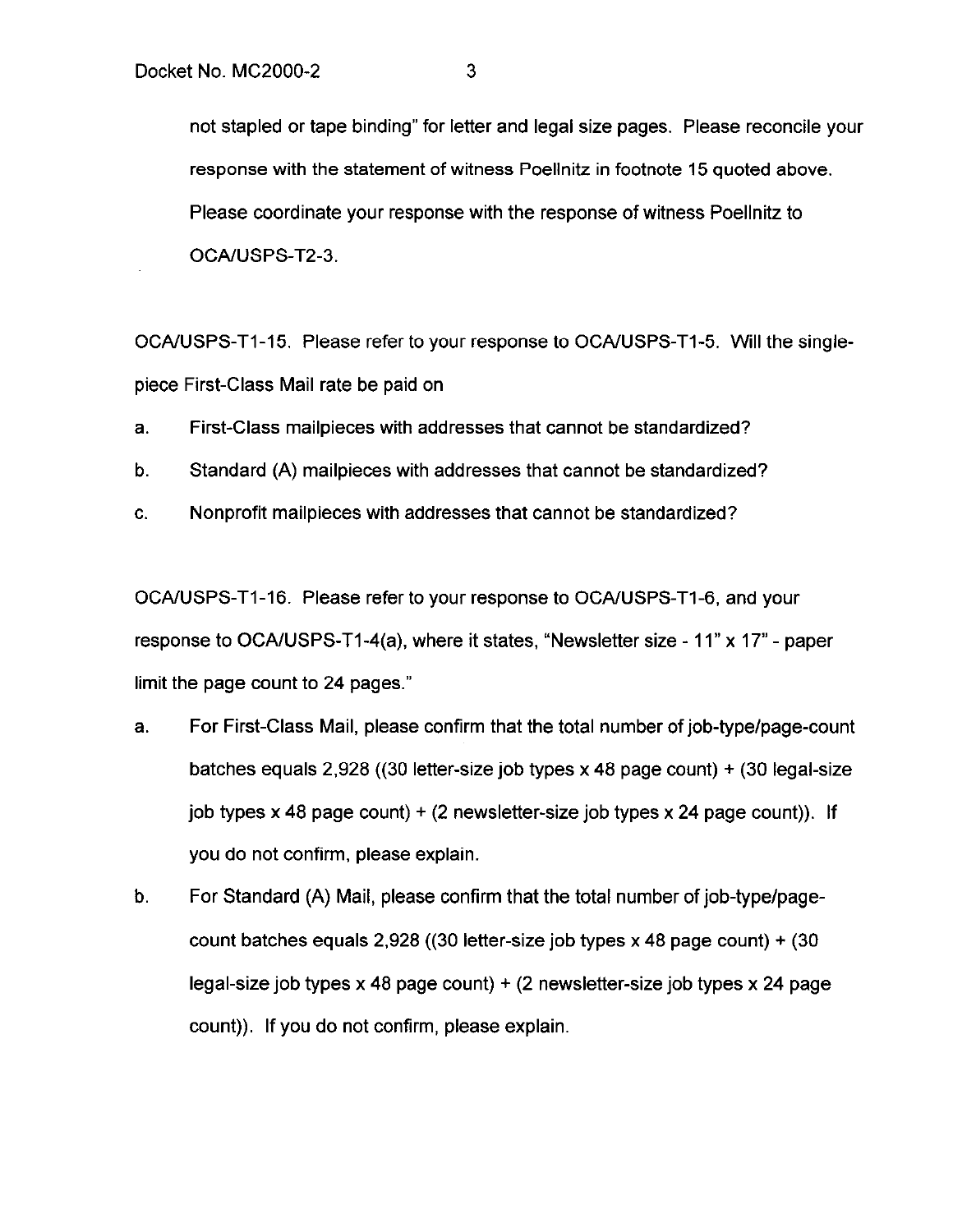not stapled or tape binding" for letter and legal size pages. Please reconcile your response with the statement of witness Poellnitz in footnote 15 quoted above. Please coordinate your response with the response of witness Poellnitz to OCA/USPS-T2-3.

OCA/USPS-T1-15. Please refer to your response to OCA/USPS-T1-5. Will the single-piece First-Class Mail rate be paid on

a. First-Class mailpieces with addresses that cannot be standardized?

b. Standard (A) mailpieces with addresses that cannot be standardized?

c. Nonprofit mailpieces with addresses that cannot be standardized?

OCA/USPS-T1-16. Please refer to your response to OCA/USPS-T1-6, and your response to OCA/USPS-T1-4(a), where it states, "Newsletter size - 11" x 17" - paper limit the page count to 24 pages."

a. For First-Class Mail, please confirm that the total number of job-type/page-count batches equals 2,928 ((30 letter-size job types x 48 page count) + (30 legal-size job types x 48 page count) + (2 newsletter-size job types x 24 page count)). If you do not confirm, please explain.

b. For Standard (A) Mail, please confirm that the total number of job-type/page-count batches equals 2,928 ((30 letter-size job types x 48 page count) + (30 legal-size job types x 48 page count) + (2 newsletter-size job types x 24 page count)). If you do not confirm, please explain.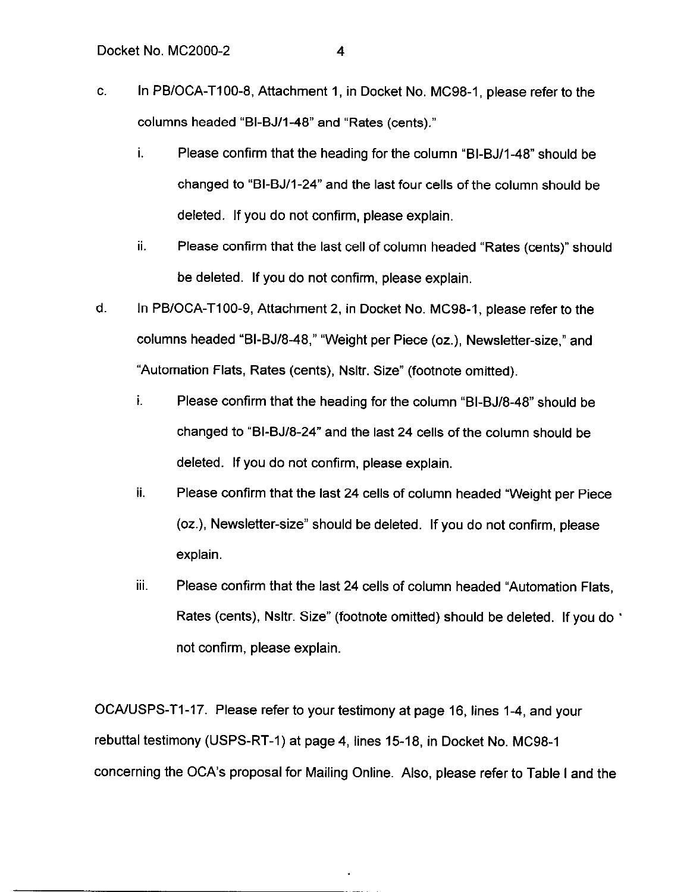c. In PB/OCA-T100-8, Attachment 1, in Docket No. MC98-1, please refer to the columns headed "BI-BJ/1-48" and "Rates (cents)."

   i. Please confirm that the heading for the column "BI-BJ/1-48" should be changed to "BI-BJ/1-24" and the last four cells of the column should be deleted. If you do not confirm, please explain.

   ii. Please confirm that the last cell of column headed "Rates (cents)" should be deleted. If you do not confirm, please explain.

d. In PB/OCA-T100-9, Attachment 2, in Docket No. MC98-1, please refer to the columns headed "BI-BJ/8-48," "Weight per Piece (oz.), Newsletter-size," and "Automation Flats, Rates (cents), Nsltr. Size" (footnote omitted).

   i. Please confirm that the heading for the column "BI-BJ/8-48" should be changed to "BI-BJ/8-24" and the last 24 cells of the column should be deleted. If you do not confirm, please explain.

   ii. Please confirm that the last 24 cells of column headed "Weight per Piece (oz.), Newsletter-size" should be deleted. If you do not confirm, please explain.

   iii. Please confirm that the last 24 cells of column headed "Automation Flats, Rates (cents), Nsltr. Size" (footnote omitted) should be deleted. If you do not confirm, please explain.

OCA/USPS-T1-17. Please refer to your testimony at page 16, lines 1-4, and your rebuttal testimony (USPS-RT-1) at page 4, lines 15-18, in Docket No. MC98-1 concerning the OCA's proposal for Mailing Online. Also, please refer to Table I and the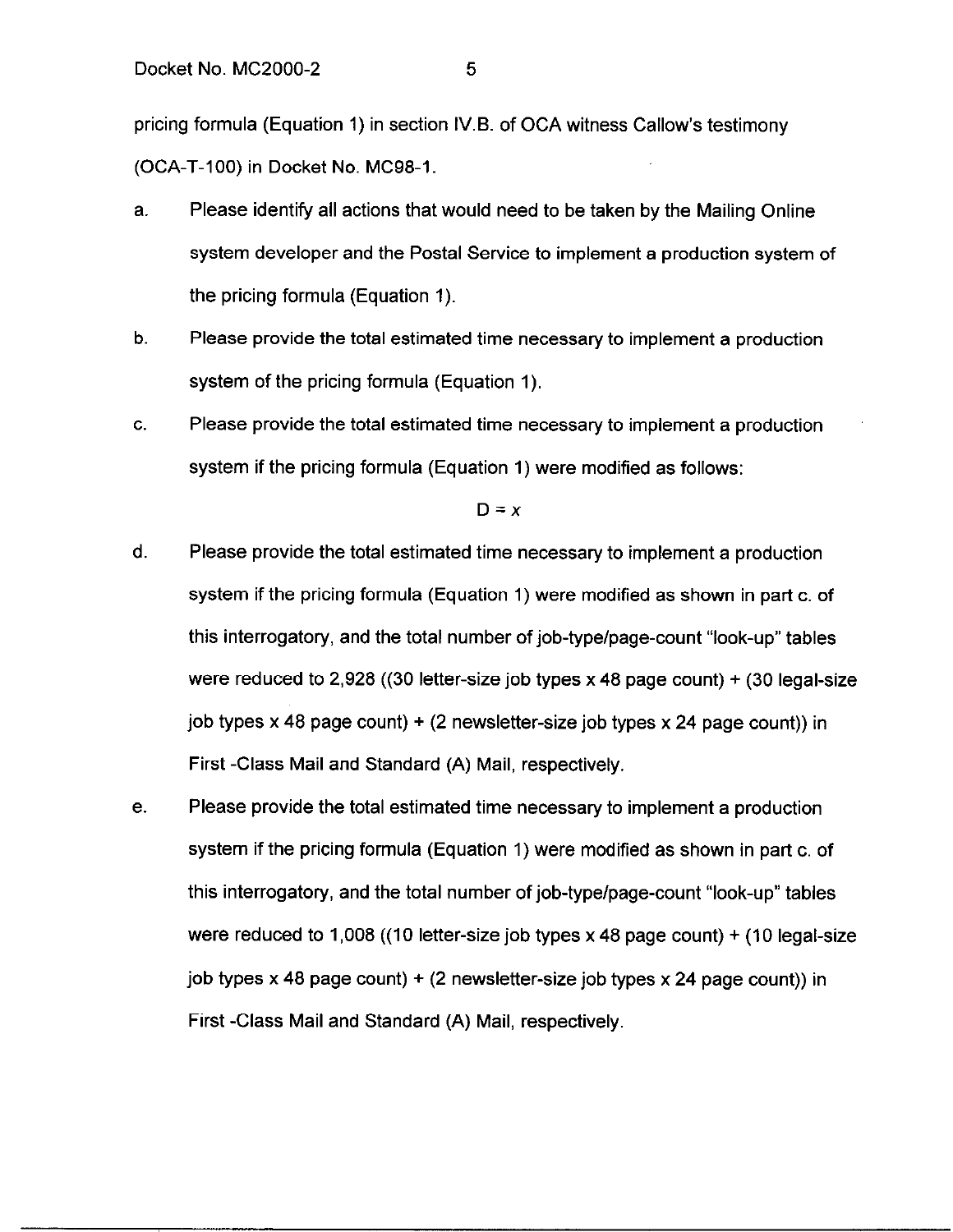pricing formula (Equation 1) in section IV.B. of OCA witness Callow's testimony (OCA-T-100) in Docket No. MC98-1.

a. Please identify all actions that would need to be taken by the Mailing Online system developer and the Postal Service to implement a production system of the pricing formula (Equation 1).

b. Please provide the total estimated time necessary to implement a production system of the pricing formula (Equation 1).

c. Please provide the total estimated time necessary to implement a production system if the pricing formula (Equation 1) were modified as follows:

$$D = x$$

d. Please provide the total estimated time necessary to implement a production system if the pricing formula (Equation 1) were modified as shown in part c. of this interrogatory, and the total number of job-type/page-count "look-up" tables were reduced to 2,928 ((30 letter-size job types x 48 page count) + (30 legal-size job types x 48 page count) + (2 newsletter-size job types x 24 page count)) in First -Class Mail and Standard (A) Mail, respectively.

e. Please provide the total estimated time necessary to implement a production system if the pricing formula (Equation 1) were modified as shown in part c. of this interrogatory, and the total number of job-type/page-count "look-up" tables were reduced to 1,008 ((10 letter-size job types x 48 page count) + (10 legal-size job types x 48 page count) + (2 newsletter-size job types x 24 page count)) in First -Class Mail and Standard (A) Mail, respectively.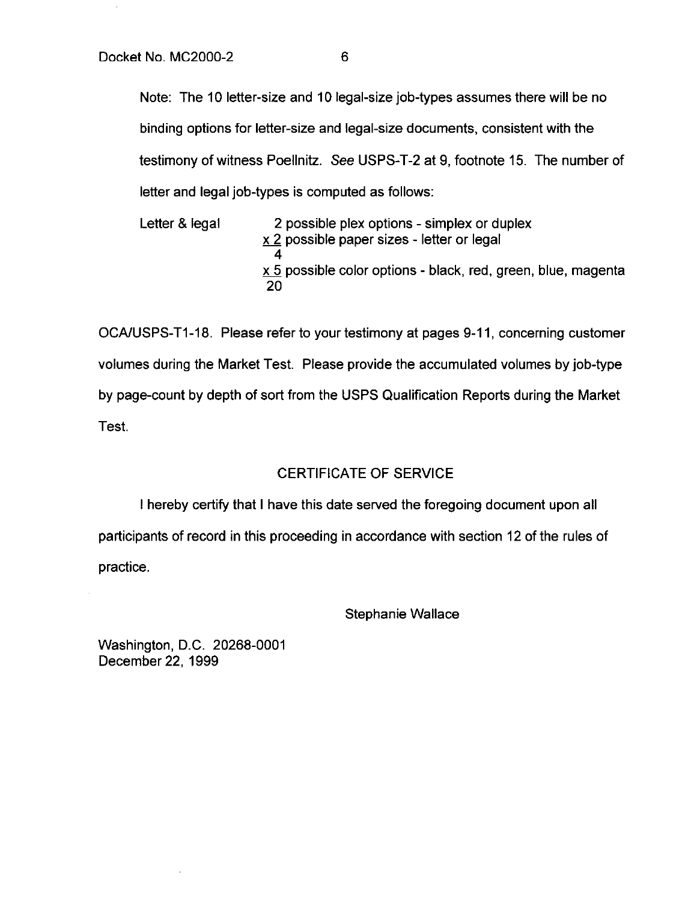Note: The 10 letter-size and 10 legal-size job-types assumes there will be no binding options for letter-size and legal-size documents, consistent with the testimony of witness Poellnitz. *See* USPS-T-2 at 9, footnote 15. The number of letter and legal job-types is computed as follows:

| | |
|---|---|
| Letter & legal | 2 possible plex options - simplex or duplex |
| | x 2 possible paper sizes - letter or legal |
| | 4 |
| | x 5 possible color options - black, red, green, blue, magenta |
| | 20 |

OCA/USPS-T1-18. Please refer to your testimony at pages 9-11, concerning customer volumes during the Market Test. Please provide the accumulated volumes by job-type by page-count by depth of sort from the USPS Qualification Reports during the Market Test.

## CERTIFICATE OF SERVICE

I hereby certify that I have this date served the foregoing document upon all participants of record in this proceeding in accordance with section 12 of the rules of practice.

Stephanie Wallace

Washington, D.C. 20268-0001
December 22, 1999